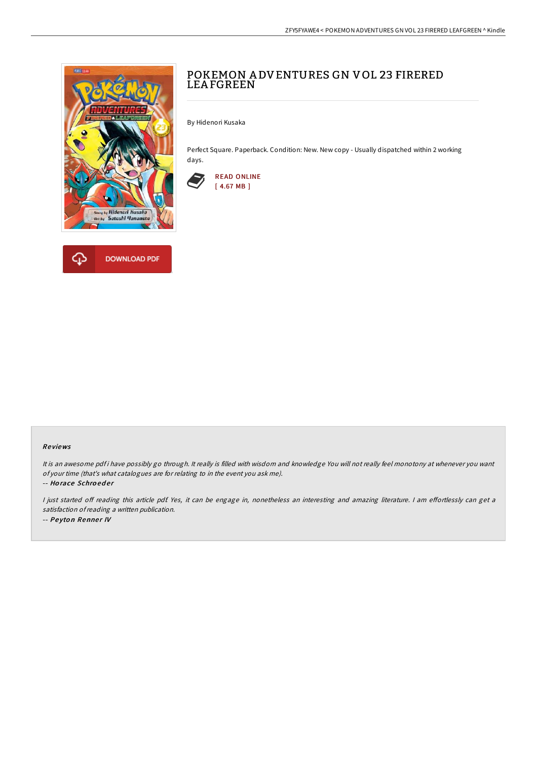# POKEMON ADVENTURES GN VOL 23 FIRERED LEAFGREEN

By Hidenori Kusaka

Perfect Square. Paperback. Condition: New. New copy - Usually dispatched within 2 working days.

READ ONLINE
[ 4.67 MB ]

DOWNLOAD PDF

## Reviews

*It is an awesome pdf i have possibly go through. It really is filled with wisdom and knowledge You will not really feel monotony at whenever you want of your time (that's what catalogues are for relating to in the event you ask me).*

-- ***Horace Schroeder***

*I just started off reading this article pdf. Yes, it can be engage in, nonetheless an interesting and amazing literature. I am effortlessly can get a satisfaction of reading a written publication.*

-- ***Peyton Renner IV***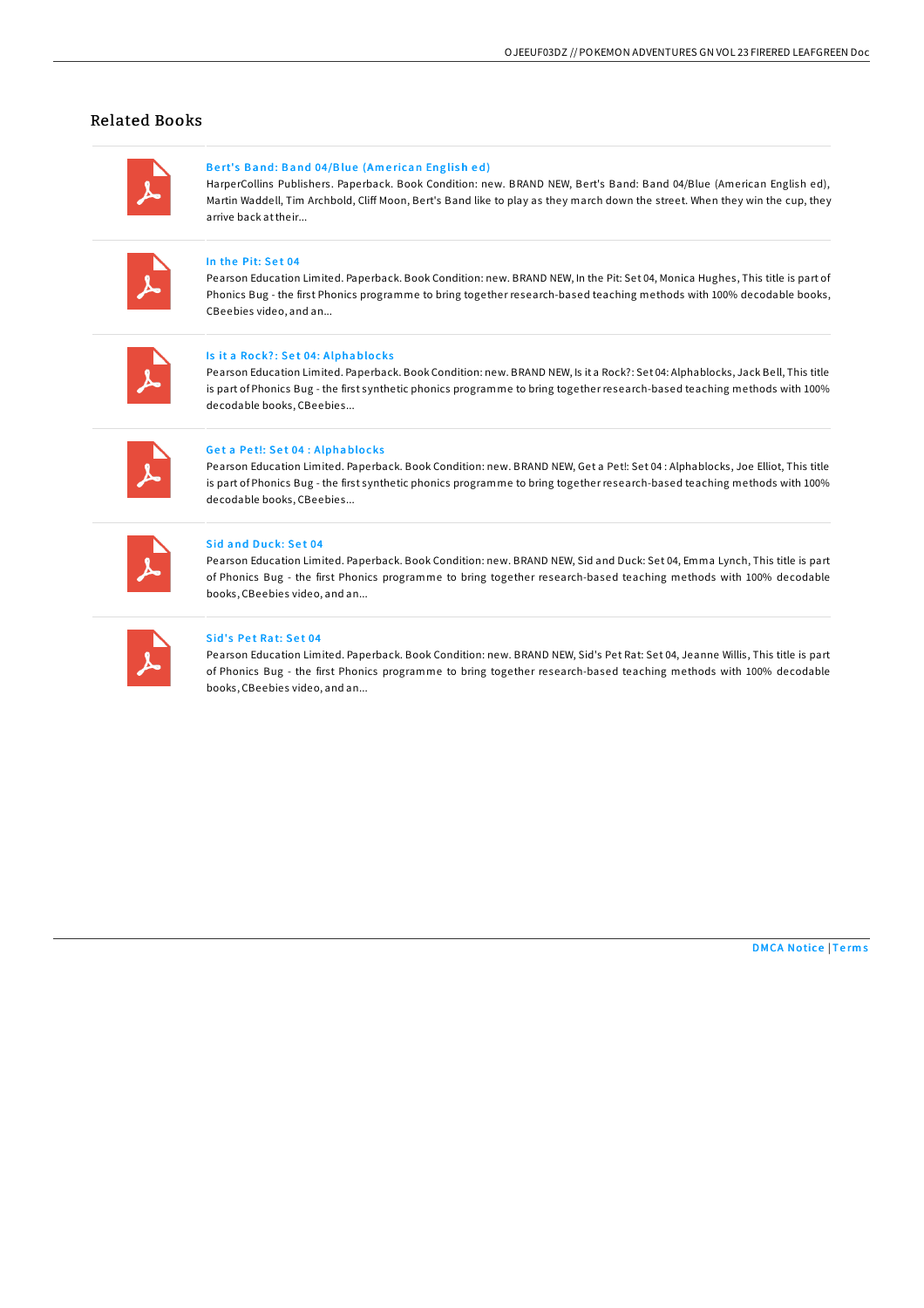## Related Books

### Bert's Band: Band 04/Blue (American English ed)

HarperCollins Publishers. Paperback. Book Condition: new. BRAND NEW, Bert's Band: Band 04/Blue (American English ed), Martin Waddell, Tim Archbold, Cliff Moon, Bert's Band like to play as they march down the street. When they win the cup, they arrive back at their...

### In the Pit: Set 04

Pearson Education Limited. Paperback. Book Condition: new. BRAND NEW, In the Pit: Set 04, Monica Hughes, This title is part of Phonics Bug - the first Phonics programme to bring together research-based teaching methods with 100% decodable books, CBeebies video, and an...

### Is it a Rock?: Set 04: Alphablocks

Pearson Education Limited. Paperback. Book Condition: new. BRAND NEW, Is it a Rock?: Set 04: Alphablocks, Jack Bell, This title is part of Phonics Bug - the first synthetic phonics programme to bring together research-based teaching methods with 100% decodable books, CBeebies...

### Get a Pet!: Set 04 : Alphablocks

Pearson Education Limited. Paperback. Book Condition: new. BRAND NEW, Get a Pet!: Set 04 : Alphablocks, Joe Elliot, This title is part of Phonics Bug - the first synthetic phonics programme to bring together research-based teaching methods with 100% decodable books, CBeebies...

### Sid and Duck: Set 04

Pearson Education Limited. Paperback. Book Condition: new. BRAND NEW, Sid and Duck: Set 04, Emma Lynch, This title is part of Phonics Bug - the first Phonics programme to bring together research-based teaching methods with 100% decodable books, CBeebies video, and an...

### Sid's Pet Rat: Set 04

Pearson Education Limited. Paperback. Book Condition: new. BRAND NEW, Sid's Pet Rat: Set 04, Jeanne Willis, This title is part of Phonics Bug - the first Phonics programme to bring together research-based teaching methods with 100% decodable books, CBeebies video, and an...

DMCA Notice | Terms